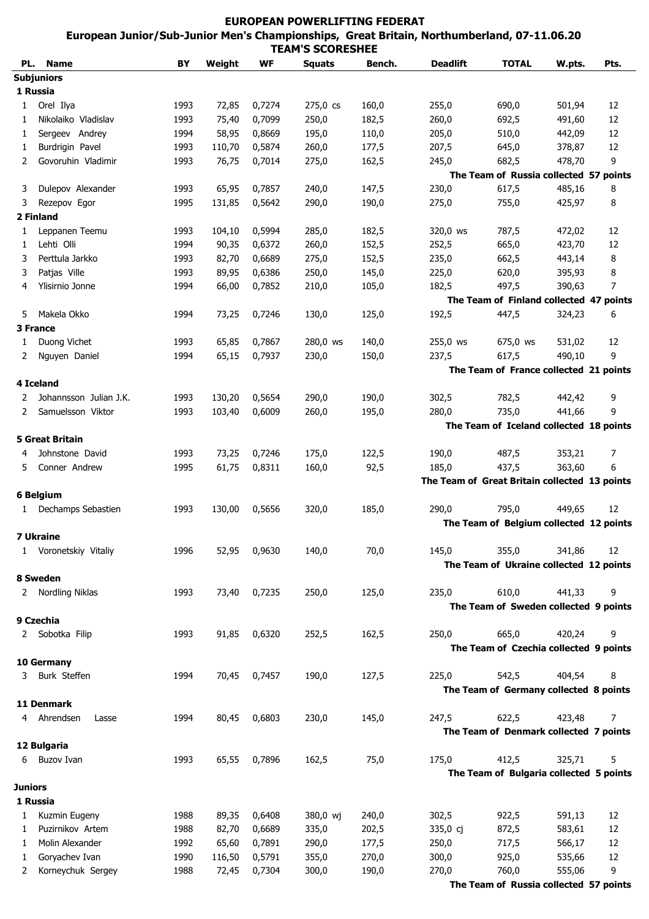# EUROPEAN POWERLIFTING FEDERAT

## European Junior/Sub-Junior Men's Championships, Great Britain, Northumberland, 07-11.06.20

### TEAM'S SCORESHEE

| PL. | Name | BY | Weight | WF | Squats | Bench. | Deadlift | TOTAL | W.pts. | Pts. |
|---|---|---|---|---|---|---|---|---|---|---|
| **Subjuniors** | | | | | | | | | | |
| **1 Russia** | | | | | | | | | | |
| 1 | Orel Ilya | 1993 | 72,85 | 0,7274 | 275,0 cs | 160,0 | 255,0 | 690,0 | 501,94 | 12 |
| 1 | Nikolaiko Vladislav | 1993 | 75,40 | 0,7099 | 250,0 | 182,5 | 260,0 | 692,5 | 491,60 | 12 |
| 1 | Sergeev Andrey | 1994 | 58,95 | 0,8669 | 195,0 | 110,0 | 205,0 | 510,0 | 442,09 | 12 |
| 1 | Burdrigin Pavel | 1993 | 110,70 | 0,5874 | 260,0 | 177,5 | 207,5 | 645,0 | 378,87 | 12 |
| 2 | Govoruhin Vladimir | 1993 | 76,75 | 0,7014 | 275,0 | 162,5 | 245,0 | 682,5 | 478,70 | 9 |
| | | | | | | | **The Team of Russia collected 57 points** | | | |
| 3 | Dulepov Alexander | 1993 | 65,95 | 0,7857 | 240,0 | 147,5 | 230,0 | 617,5 | 485,16 | 8 |
| 3 | Rezepov Egor | 1995 | 131,85 | 0,5642 | 290,0 | 190,0 | 275,0 | 755,0 | 425,97 | 8 |
| **2 Finland** | | | | | | | | | | |
| 1 | Leppanen Teemu | 1993 | 104,10 | 0,5994 | 285,0 | 182,5 | 320,0 ws | 787,5 | 472,02 | 12 |
| 1 | Lehti Olli | 1994 | 90,35 | 0,6372 | 260,0 | 152,5 | 252,5 | 665,0 | 423,70 | 12 |
| 3 | Perttula Jarkko | 1993 | 82,70 | 0,6689 | 275,0 | 152,5 | 235,0 | 662,5 | 443,14 | 8 |
| 3 | Patjas Ville | 1993 | 89,95 | 0,6386 | 250,0 | 145,0 | 225,0 | 620,0 | 395,93 | 8 |
| 4 | Ylisirnio Jonne | 1994 | 66,00 | 0,7852 | 210,0 | 105,0 | 182,5 | 497,5 | 390,63 | 7 |
| | | | | | | | **The Team of Finland collected 47 points** | | | |
| 5 | Makela Okko | 1994 | 73,25 | 0,7246 | 130,0 | 125,0 | 192,5 | 447,5 | 324,23 | 6 |
| **3 France** | | | | | | | | | | |
| 1 | Duong Vichet | 1993 | 65,85 | 0,7867 | 280,0 ws | 140,0 | 255,0 ws | 675,0 ws | 531,02 | 12 |
| 2 | Nguyen Daniel | 1994 | 65,15 | 0,7937 | 230,0 | 150,0 | 237,5 | 617,5 | 490,10 | 9 |
| | | | | | | | **The Team of France collected 21 points** | | | |
| **4 Iceland** | | | | | | | | | | |
| 2 | Johannsson Julian J.K. | 1993 | 130,20 | 0,5654 | 290,0 | 190,0 | 302,5 | 782,5 | 442,42 | 9 |
| 2 | Samuelsson Viktor | 1993 | 103,40 | 0,6009 | 260,0 | 195,0 | 280,0 | 735,0 | 441,66 | 9 |
| | | | | | | | **The Team of Iceland collected 18 points** | | | |
| **5 Great Britain** | | | | | | | | | | |
| 4 | Johnstone David | 1993 | 73,25 | 0,7246 | 175,0 | 122,5 | 190,0 | 487,5 | 353,21 | 7 |
| 5 | Conner Andrew | 1995 | 61,75 | 0,8311 | 160,0 | 92,5 | 185,0 | 437,5 | 363,60 | 6 |
| | | | | | | | **The Team of Great Britain collected 13 points** | | | |
| **6 Belgium** | | | | | | | | | | |
| 1 | Dechamps Sebastien | 1993 | 130,00 | 0,5656 | 320,0 | 185,0 | 290,0 | 795,0 | 449,65 | 12 |
| | | | | | | | **The Team of Belgium collected 12 points** | | | |
| **7 Ukraine** | | | | | | | | | | |
| 1 | Voronetskiy Vitaliy | 1996 | 52,95 | 0,9630 | 140,0 | 70,0 | 145,0 | 355,0 | 341,86 | 12 |
| | | | | | | | **The Team of Ukraine collected 12 points** | | | |
| **8 Sweden** | | | | | | | | | | |
| 2 | Nordling Niklas | 1993 | 73,40 | 0,7235 | 250,0 | 125,0 | 235,0 | 610,0 | 441,33 | 9 |
| | | | | | | | **The Team of Sweden collected 9 points** | | | |
| **9 Czechia** | | | | | | | | | | |
| 2 | Sobotka Filip | 1993 | 91,85 | 0,6320 | 252,5 | 162,5 | 250,0 | 665,0 | 420,24 | 9 |
| | | | | | | | **The Team of Czechia collected 9 points** | | | |
| **10 Germany** | | | | | | | | | | |
| 3 | Burk Steffen | 1994 | 70,45 | 0,7457 | 190,0 | 127,5 | 225,0 | 542,5 | 404,54 | 8 |
| | | | | | | | **The Team of Germany collected 8 points** | | | |
| **11 Denmark** | | | | | | | | | | |
| 4 | Ahrendsen Lasse | 1994 | 80,45 | 0,6803 | 230,0 | 145,0 | 247,5 | 622,5 | 423,48 | 7 |
| | | | | | | | **The Team of Denmark collected 7 points** | | | |
| **12 Bulgaria** | | | | | | | | | | |
| 6 | Buzov Ivan | 1993 | 65,55 | 0,7896 | 162,5 | 75,0 | 175,0 | 412,5 | 325,71 | 5 |
| | | | | | | | **The Team of Bulgaria collected 5 points** | | | |
| **Juniors** | | | | | | | | | | |
| **1 Russia** | | | | | | | | | | |
| 1 | Kuzmin Eugeny | 1988 | 89,35 | 0,6408 | 380,0 wj | 240,0 | 302,5 | 922,5 | 591,13 | 12 |
| 1 | Puzirnikov Artem | 1988 | 82,70 | 0,6689 | 335,0 | 202,5 | 335,0 cj | 872,5 | 583,61 | 12 |
| 1 | Molin Alexander | 1992 | 65,60 | 0,7891 | 290,0 | 177,5 | 250,0 | 717,5 | 566,17 | 12 |
| 1 | Goryachev Ivan | 1990 | 116,50 | 0,5791 | 355,0 | 270,0 | 300,0 | 925,0 | 535,66 | 12 |
| 2 | Korneychuk Sergey | 1988 | 72,45 | 0,7304 | 300,0 | 190,0 | 270,0 | 760,0 | 555,06 | 9 |
| | | | | | | | **The Team of Russia collected 57 points** | | | |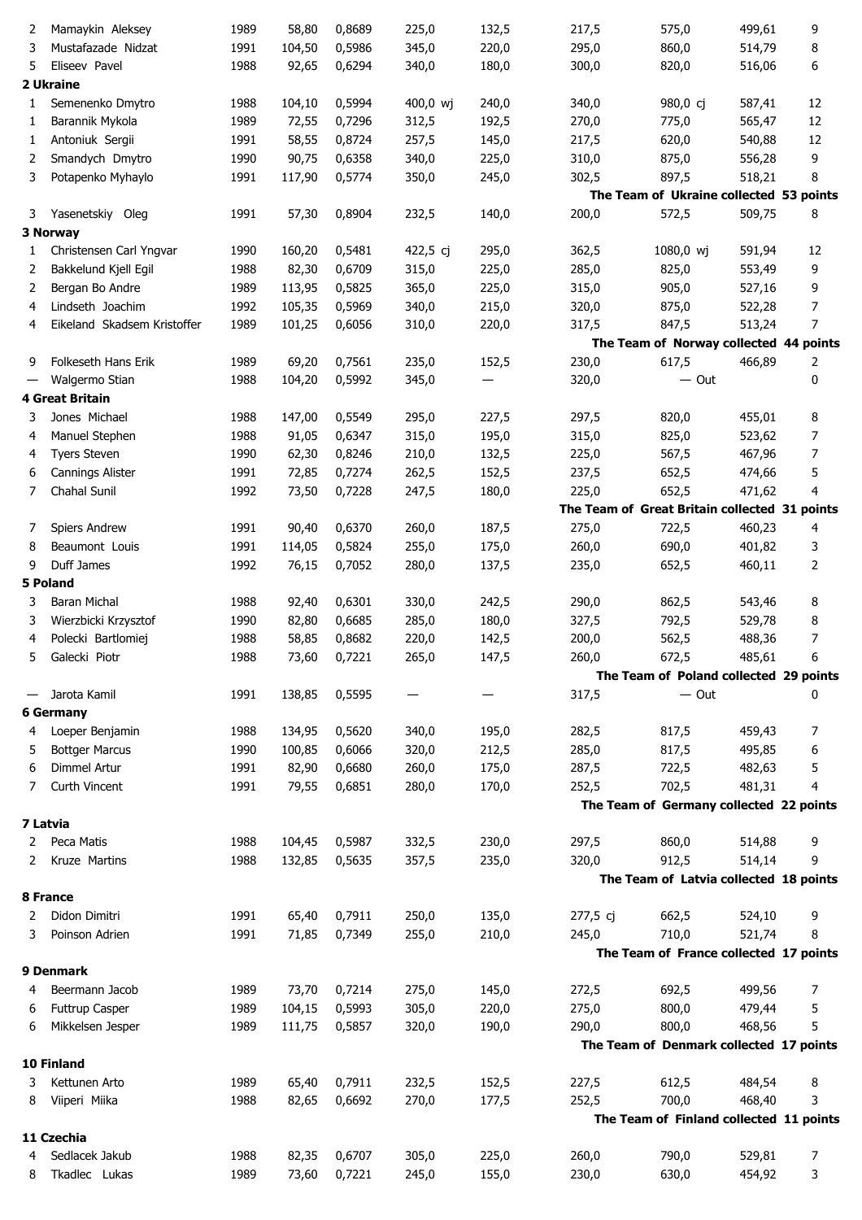| | | | | | | | | | | |
|---|---|---|---|---|---|---|---|---|---|---|
| 2 | Mamaykin Aleksey | 1989 | 58,80 | 0,8689 | 225,0 | 132,5 | 217,5 | 575,0 | 499,61 | 9 |
| 3 | Mustafazade Nidzat | 1991 | 104,50 | 0,5986 | 345,0 | 220,0 | 295,0 | 860,0 | 514,79 | 8 |
| 5 | Eliseev Pavel | 1988 | 92,65 | 0,6294 | 340,0 | 180,0 | 300,0 | 820,0 | 516,06 | 6 |

**2 Ukraine**

| | | | | | | | | | | |
|---|---|---|---|---|---|---|---|---|---|---|
| 1 | Semenenko Dmytro | 1988 | 104,10 | 0,5994 | 400,0 wj | 240,0 | 340,0 | 980,0 cj | 587,41 | 12 |
| 1 | Barannik Mykola | 1989 | 72,55 | 0,7296 | 312,5 | 192,5 | 270,0 | 775,0 | 565,47 | 12 |
| 1 | Antoniuk Sergii | 1991 | 58,55 | 0,8724 | 257,5 | 145,0 | 217,5 | 620,0 | 540,88 | 12 |
| 2 | Smandych Dmytro | 1990 | 90,75 | 0,6358 | 340,0 | 225,0 | 310,0 | 875,0 | 556,28 | 9 |
| 3 | Potapenko Myhaylo | 1991 | 117,90 | 0,5774 | 350,0 | 245,0 | 302,5 | 897,5 | 518,21 | 8 |

**The Team of Ukraine collected 53 points**

| | | | | | | | | | | |
|---|---|---|---|---|---|---|---|---|---|---|
| 3 | Yasenetskiy Oleg | 1991 | 57,30 | 0,8904 | 232,5 | 140,0 | 200,0 | 572,5 | 509,75 | 8 |

**3 Norway**

| | | | | | | | | | | |
|---|---|---|---|---|---|---|---|---|---|---|
| 1 | Christensen Carl Yngvar | 1990 | 160,20 | 0,5481 | 422,5 cj | 295,0 | 362,5 | 1080,0 wj | 591,94 | 12 |
| 2 | Bakkelund Kjell Egil | 1988 | 82,30 | 0,6709 | 315,0 | 225,0 | 285,0 | 825,0 | 553,49 | 9 |
| 2 | Bergan Bo Andre | 1989 | 113,95 | 0,5825 | 365,0 | 225,0 | 315,0 | 905,0 | 527,16 | 9 |
| 4 | Lindseth Joachim | 1992 | 105,35 | 0,5969 | 340,0 | 215,0 | 320,0 | 875,0 | 522,28 | 7 |
| 4 | Eikeland Skadsem Kristoffer | 1989 | 101,25 | 0,6056 | 310,0 | 220,0 | 317,5 | 847,5 | 513,24 | 7 |

**The Team of Norway collected 44 points**

| | | | | | | | | | | |
|---|---|---|---|---|---|---|---|---|---|---|
| 9 | Folkeseth Hans Erik | 1989 | 69,20 | 0,7561 | 235,0 | 152,5 | 230,0 | 617,5 | 466,89 | 2 |
| — | Walgermo Stian | 1988 | 104,20 | 0,5992 | 345,0 | — | 320,0 | — Out | | 0 |

**4 Great Britain**

| | | | | | | | | | | |
|---|---|---|---|---|---|---|---|---|---|---|
| 3 | Jones Michael | 1988 | 147,00 | 0,5549 | 295,0 | 227,5 | 297,5 | 820,0 | 455,01 | 8 |
| 4 | Manuel Stephen | 1988 | 91,05 | 0,6347 | 315,0 | 195,0 | 315,0 | 825,0 | 523,62 | 7 |
| 4 | Tyers Steven | 1990 | 62,30 | 0,8246 | 210,0 | 132,5 | 225,0 | 567,5 | 467,96 | 7 |
| 6 | Cannings Alister | 1991 | 72,85 | 0,7274 | 262,5 | 152,5 | 237,5 | 652,5 | 474,66 | 5 |
| 7 | Chahal Sunil | 1992 | 73,50 | 0,7228 | 247,5 | 180,0 | 225,0 | 652,5 | 471,62 | 4 |

**The Team of Great Britain collected 31 points**

| | | | | | | | | | | |
|---|---|---|---|---|---|---|---|---|---|---|
| 7 | Spiers Andrew | 1991 | 90,40 | 0,6370 | 260,0 | 187,5 | 275,0 | 722,5 | 460,23 | 4 |
| 8 | Beaumont Louis | 1991 | 114,05 | 0,5824 | 255,0 | 175,0 | 260,0 | 690,0 | 401,82 | 3 |
| 9 | Duff James | 1992 | 76,15 | 0,7052 | 280,0 | 137,5 | 235,0 | 652,5 | 460,11 | 2 |

**5 Poland**

| | | | | | | | | | | |
|---|---|---|---|---|---|---|---|---|---|---|
| 3 | Baran Michal | 1988 | 92,40 | 0,6301 | 330,0 | 242,5 | 290,0 | 862,5 | 543,46 | 8 |
| 3 | Wierzbicki Krzysztof | 1990 | 82,80 | 0,6685 | 285,0 | 180,0 | 327,5 | 792,5 | 529,78 | 8 |
| 4 | Polecki Bartlomiej | 1988 | 58,85 | 0,8682 | 220,0 | 142,5 | 200,0 | 562,5 | 488,36 | 7 |
| 5 | Galecki Piotr | 1988 | 73,60 | 0,7221 | 265,0 | 147,5 | 260,0 | 672,5 | 485,61 | 6 |

**The Team of Poland collected 29 points**

| | | | | | | | | | | |
|---|---|---|---|---|---|---|---|---|---|---|
| — | Jarota Kamil | 1991 | 138,85 | 0,5595 | — | — | 317,5 | — Out | | 0 |

**6 Germany**

| | | | | | | | | | | |
|---|---|---|---|---|---|---|---|---|---|---|
| 4 | Loeper Benjamin | 1988 | 134,95 | 0,5620 | 340,0 | 195,0 | 282,5 | 817,5 | 459,43 | 7 |
| 5 | Bottger Marcus | 1990 | 100,85 | 0,6066 | 320,0 | 212,5 | 285,0 | 817,5 | 495,85 | 6 |
| 6 | Dimmel Artur | 1991 | 82,90 | 0,6680 | 260,0 | 175,0 | 287,5 | 722,5 | 482,63 | 5 |
| 7 | Curth Vincent | 1991 | 79,55 | 0,6851 | 280,0 | 170,0 | 252,5 | 702,5 | 481,31 | 4 |

**The Team of Germany collected 22 points**

**7 Latvia**

| | | | | | | | | | | |
|---|---|---|---|---|---|---|---|---|---|---|
| 2 | Peca Matis | 1988 | 104,45 | 0,5987 | 332,5 | 230,0 | 297,5 | 860,0 | 514,88 | 9 |
| 2 | Kruze Martins | 1988 | 132,85 | 0,5635 | 357,5 | 235,0 | 320,0 | 912,5 | 514,14 | 9 |

**The Team of Latvia collected 18 points**

**8 France**

| | | | | | | | | | | |
|---|---|---|---|---|---|---|---|---|---|---|
| 2 | Didon Dimitri | 1991 | 65,40 | 0,7911 | 250,0 | 135,0 | 277,5 cj | 662,5 | 524,10 | 9 |
| 3 | Poinson Adrien | 1991 | 71,85 | 0,7349 | 255,0 | 210,0 | 245,0 | 710,0 | 521,74 | 8 |

**The Team of France collected 17 points**

**9 Denmark**

| | | | | | | | | | | |
|---|---|---|---|---|---|---|---|---|---|---|
| 4 | Beermann Jacob | 1989 | 73,70 | 0,7214 | 275,0 | 145,0 | 272,5 | 692,5 | 499,56 | 7 |
| 6 | Futtrup Casper | 1989 | 104,15 | 0,5993 | 305,0 | 220,0 | 275,0 | 800,0 | 479,44 | 5 |
| 6 | Mikkelsen Jesper | 1989 | 111,75 | 0,5857 | 320,0 | 190,0 | 290,0 | 800,0 | 468,56 | 5 |

**The Team of Denmark collected 17 points**

**10 Finland**

| | | | | | | | | | | |
|---|---|---|---|---|---|---|---|---|---|---|
| 3 | Kettunen Arto | 1989 | 65,40 | 0,7911 | 232,5 | 152,5 | 227,5 | 612,5 | 484,54 | 8 |
| 8 | Viiperi Miika | 1988 | 82,65 | 0,6692 | 270,0 | 177,5 | 252,5 | 700,0 | 468,40 | 3 |

**The Team of Finland collected 11 points**

**11 Czechia**

| | | | | | | | | | | |
|---|---|---|---|---|---|---|---|---|---|---|
| 4 | Sedlacek Jakub | 1988 | 82,35 | 0,6707 | 305,0 | 225,0 | 260,0 | 790,0 | 529,81 | 7 |
| 8 | Tkadlec Lukas | 1989 | 73,60 | 0,7221 | 245,0 | 155,0 | 230,0 | 630,0 | 454,92 | 3 |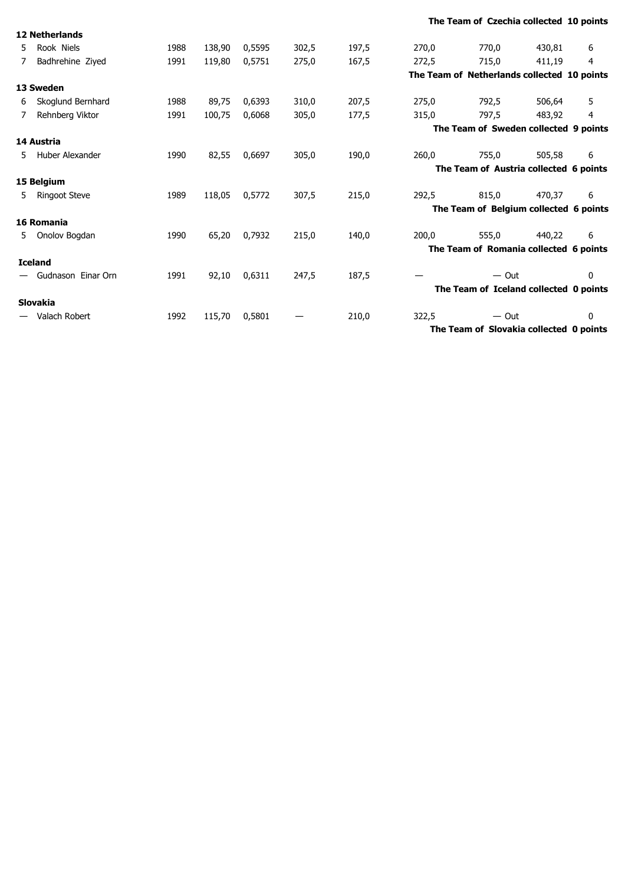**The Team of Czechia collected 10 points**

| | | | | | | | | | | |
|---|---|---|---|---|---|---|---|---|---|---|
| **12 Netherlands** | | | | | | | | | | |
| 5 | Rook Niels | 1988 | 138,90 | 0,5595 | 302,5 | 197,5 | 270,0 | 770,0 | 430,81 | 6 |
| 7 | Badhrehine Ziyed | 1991 | 119,80 | 0,5751 | 275,0 | 167,5 | 272,5 | 715,0 | 411,19 | 4 |
| | | | | | | | **The Team of Netherlands collected 10 points** | | | |
| **13 Sweden** | | | | | | | | | | |
| 6 | Skoglund Bernhard | 1988 | 89,75 | 0,6393 | 310,0 | 207,5 | 275,0 | 792,5 | 506,64 | 5 |
| 7 | Rehnberg Viktor | 1991 | 100,75 | 0,6068 | 305,0 | 177,5 | 315,0 | 797,5 | 483,92 | 4 |
| | | | | | | | **The Team of Sweden collected 9 points** | | | |
| **14 Austria** | | | | | | | | | | |
| 5 | Huber Alexander | 1990 | 82,55 | 0,6697 | 305,0 | 190,0 | 260,0 | 755,0 | 505,58 | 6 |
| | | | | | | | **The Team of Austria collected 6 points** | | | |
| **15 Belgium** | | | | | | | | | | |
| 5 | Ringoot Steve | 1989 | 118,05 | 0,5772 | 307,5 | 215,0 | 292,5 | 815,0 | 470,37 | 6 |
| | | | | | | | **The Team of Belgium collected 6 points** | | | |
| **16 Romania** | | | | | | | | | | |
| 5 | Onolov Bogdan | 1990 | 65,20 | 0,7932 | 215,0 | 140,0 | 200,0 | 555,0 | 440,22 | 6 |
| | | | | | | | **The Team of Romania collected 6 points** | | | |
| **Iceland** | | | | | | | | | | |
| — | Gudnason Einar Orn | 1991 | 92,10 | 0,6311 | 247,5 | 187,5 | — | — Out | | 0 |
| | | | | | | | **The Team of Iceland collected 0 points** | | | |
| **Slovakia** | | | | | | | | | | |
| — | Valach Robert | 1992 | 115,70 | 0,5801 | — | 210,0 | 322,5 | — Out | | 0 |
| | | | | | | | **The Team of Slovakia collected 0 points** | | | |